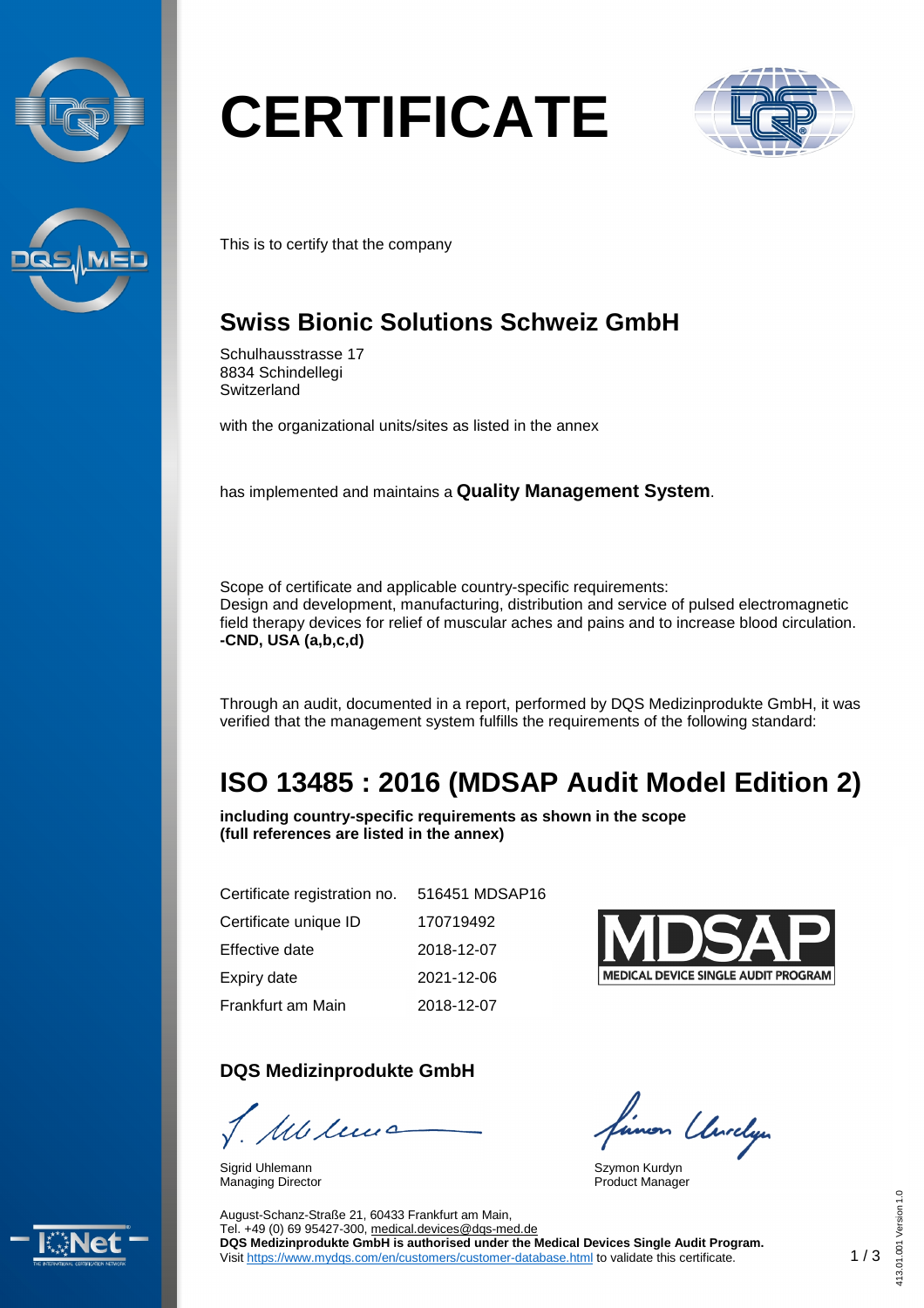# CERTIFICATE

This is to certify that the company

## Swiss Bionic Solutions Schweiz GmbH

Schulhausstrasse 17
8834 Schindellegi
Switzerland

with the organizational units/sites as listed in the annex

has implemented and maintains a **Quality Management System**.

Scope of certificate and applicable country-specific requirements:
Design and development, manufacturing, distribution and service of pulsed electromagnetic field therapy devices for relief of muscular aches and pains and to increase blood circulation.
**-CND, USA (a,b,c,d)**

Through an audit, documented in a report, performed by DQS Medizinprodukte GmbH, it was verified that the management system fulfills the requirements of the following standard:

# ISO 13485 : 2016 (MDSAP Audit Model Edition 2)

**including country-specific requirements as shown in the scope**
**(full references are listed in the annex)**

| | |
|---|---|
| Certificate registration no. | 516451 MDSAP16 |
| Certificate unique ID | 170719492 |
| Effective date | 2018-12-07 |
| Expiry date | 2021-12-06 |
| Frankfurt am Main | 2018-12-07 |

MDSAP
MEDICAL DEVICE SINGLE AUDIT PROGRAM

### DQS Medizinprodukte GmbH

Sigrid Uhlemann
Managing Director

Szymon Kurdyn
Product Manager

August-Schanz-Straße 21, 60433 Frankfurt am Main,
Tel. +49 (0) 69 95427-300, medical.devices@dqs-med.de
**DQS Medizinprodukte GmbH is authorised under the Medical Devices Single Audit Program.**
Visit https://www.mydqs.com/en/customers/customer-database.html to validate this certificate.

413.01.001 Version 1.0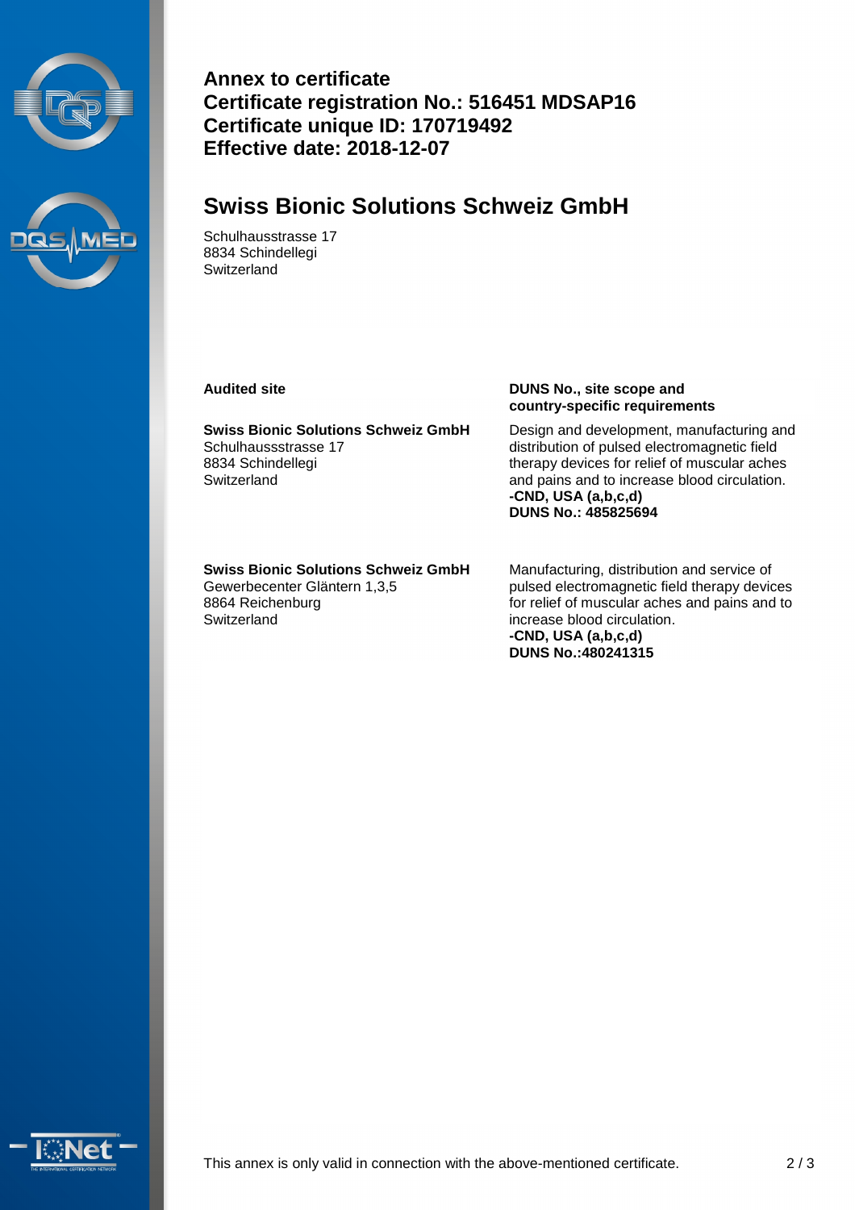**Annex to certificate**
**Certificate registration No.: 516451 MDSAP16**
**Certificate unique ID: 170719492**
**Effective date: 2018-12-07**

# Swiss Bionic Solutions Schweiz GmbH

Schulhausstrasse 17
8834 Schindellegi
Switzerland

| Audited site | DUNS No., site scope and country-specific requirements |
|---|---|
| **Swiss Bionic Solutions Schweiz GmbH**<br>Schulhaussstrasse 17<br>8834 Schindellegi<br>Switzerland | Design and development, manufacturing and distribution of pulsed electromagnetic field therapy devices for relief of muscular aches and pains and to increase blood circulation.<br>**-CND, USA (a,b,c,d)**<br>**DUNS No.: 485825694** |
| **Swiss Bionic Solutions Schweiz GmbH**<br>Gewerbecenter Gläntern 1,3,5<br>8864 Reichenburg<br>Switzerland | Manufacturing, distribution and service of pulsed electromagnetic field therapy devices for relief of muscular aches and pains and to increase blood circulation.<br>**-CND, USA (a,b,c,d)**<br>**DUNS No.:480241315** |

This annex is only valid in connection with the above-mentioned certificate.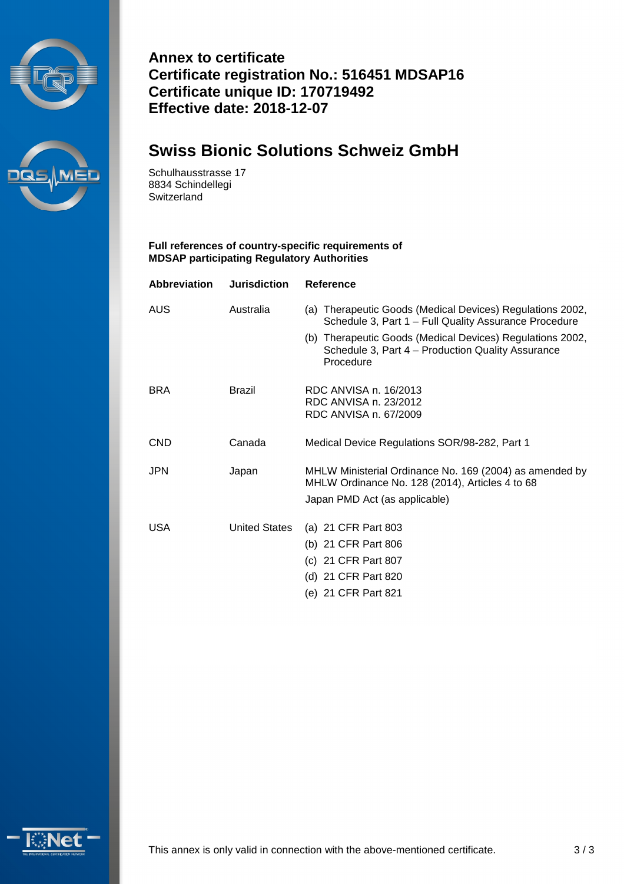**Annex to certificate**
**Certificate registration No.: 516451 MDSAP16**
**Certificate unique ID: 170719492**
**Effective date: 2018-12-07**

# Swiss Bionic Solutions Schweiz GmbH

Schulhausstrasse 17
8834 Schindellegi
Switzerland

**Full references of country-specific requirements of MDSAP participating Regulatory Authorities**

| Abbreviation | Jurisdiction | Reference |
|---|---|---|
| AUS | Australia | (a) Therapeutic Goods (Medical Devices) Regulations 2002, Schedule 3, Part 1 – Full Quality Assurance Procedure<br>(b) Therapeutic Goods (Medical Devices) Regulations 2002, Schedule 3, Part 4 – Production Quality Assurance Procedure |
| BRA | Brazil | RDC ANVISA n. 16/2013<br>RDC ANVISA n. 23/2012<br>RDC ANVISA n. 67/2009 |
| CND | Canada | Medical Device Regulations SOR/98-282, Part 1 |
| JPN | Japan | MHLW Ministerial Ordinance No. 169 (2004) as amended by MHLW Ordinance No. 128 (2014), Articles 4 to 68<br>Japan PMD Act (as applicable) |
| USA | United States | (a) 21 CFR Part 803<br>(b) 21 CFR Part 806<br>(c) 21 CFR Part 807<br>(d) 21 CFR Part 820<br>(e) 21 CFR Part 821 |

This annex is only valid in connection with the above-mentioned certificate.